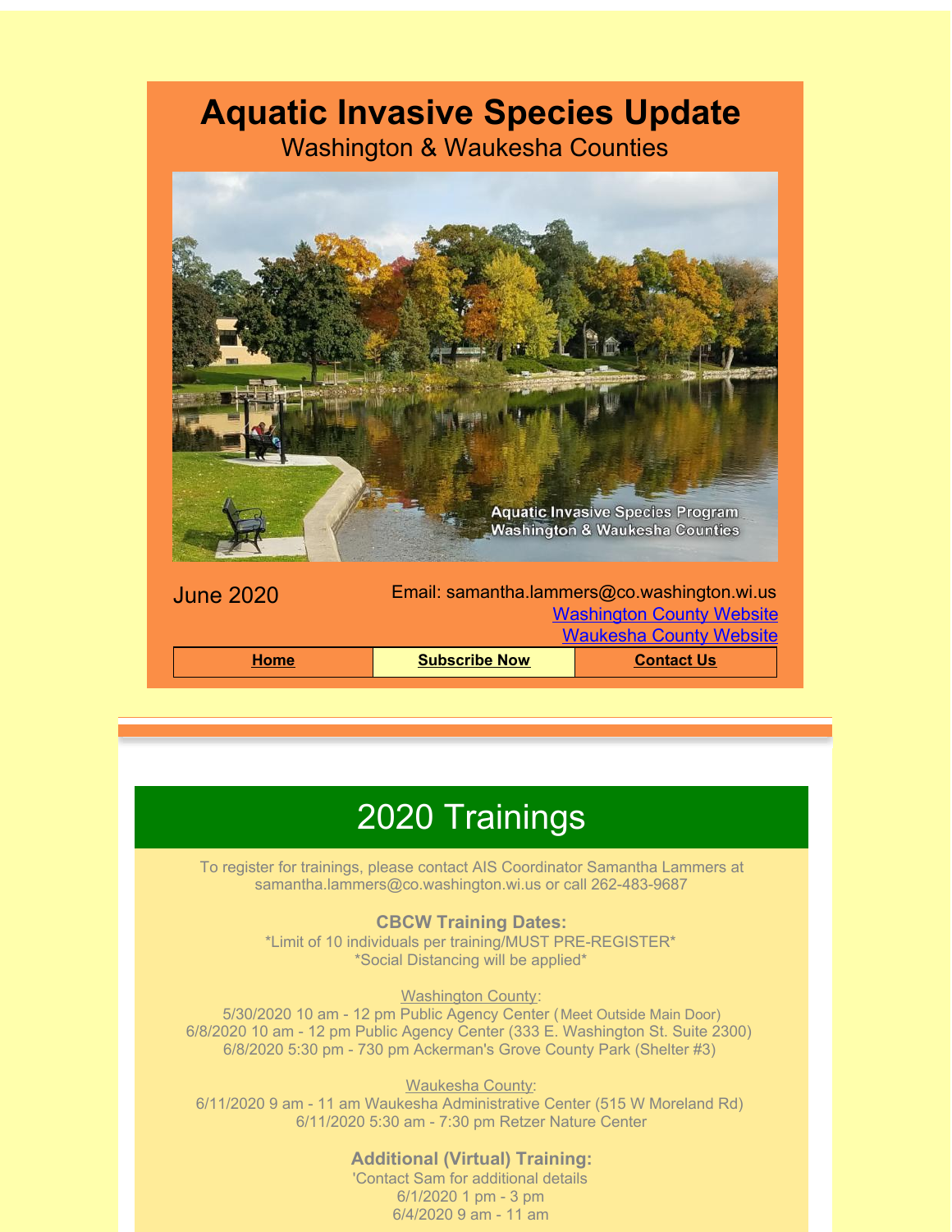# Aquatic Invasive Species Update

Washington & Waukesha Counties

June 2020

Email: samantha.lammers@co.washington.wi.us

[Washington County Website](#)

[Waukesha County Website](#)

| **Home** | **Subscribe Now** | **Contact Us** |
|---|---|---|

## 2020 Trainings

To register for trainings, please contact AIS Coordinator Samantha Lammers at samantha.lammers@co.washington.wi.us or call 262-483-9687

### CBCW Training Dates:

*Limit of 10 individuals per training/MUST PRE-REGISTER*
*Social Distancing will be applied*

Washington County:

5/30/2020 10 am - 12 pm Public Agency Center (Meet Outside Main Door)
6/8/2020 10 am - 12 pm Public Agency Center (333 E. Washington St. Suite 2300)
6/8/2020 5:30 pm - 730 pm Ackerman's Grove County Park (Shelter #3)

Waukesha County:

6/11/2020 9 am - 11 am Waukesha Administrative Center (515 W Moreland Rd)
6/11/2020 5:30 am - 7:30 pm Retzer Nature Center

### Additional (Virtual) Training:

'Contact Sam for additional details
6/1/2020 1 pm - 3 pm
6/4/2020 9 am - 11 am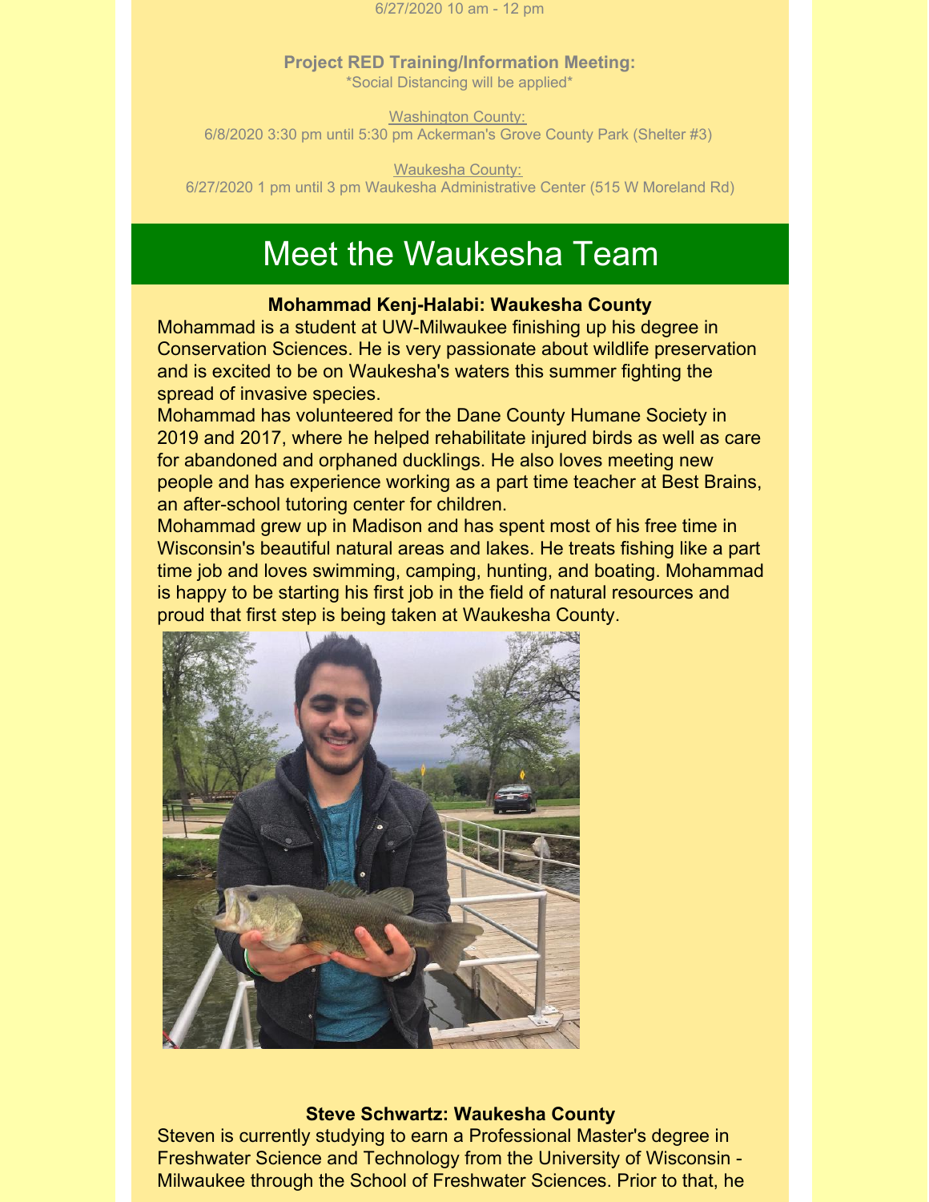6/27/2020 10 am - 12 pm

**Project RED Training/Information Meeting:**
*Social Distancing will be applied*

Washington County:
6/8/2020 3:30 pm until 5:30 pm Ackerman's Grove County Park (Shelter #3)

Waukesha County:
6/27/2020 1 pm until 3 pm Waukesha Administrative Center (515 W Moreland Rd)

# Meet the Waukesha Team

**Mohammad Kenj-Halabi: Waukesha County**

Mohammad is a student at UW-Milwaukee finishing up his degree in Conservation Sciences. He is very passionate about wildlife preservation and is excited to be on Waukesha's waters this summer fighting the spread of invasive species.
Mohammad has volunteered for the Dane County Humane Society in 2019 and 2017, where he helped rehabilitate injured birds as well as care for abandoned and orphaned ducklings. He also loves meeting new people and has experience working as a part time teacher at Best Brains, an after-school tutoring center for children.
Mohammad grew up in Madison and has spent most of his free time in Wisconsin's beautiful natural areas and lakes. He treats fishing like a part time job and loves swimming, camping, hunting, and boating. Mohammad is happy to be starting his first job in the field of natural resources and proud that first step is being taken at Waukesha County.

**Steve Schwartz: Waukesha County**

Steven is currently studying to earn a Professional Master's degree in Freshwater Science and Technology from the University of Wisconsin - Milwaukee through the School of Freshwater Sciences. Prior to that, he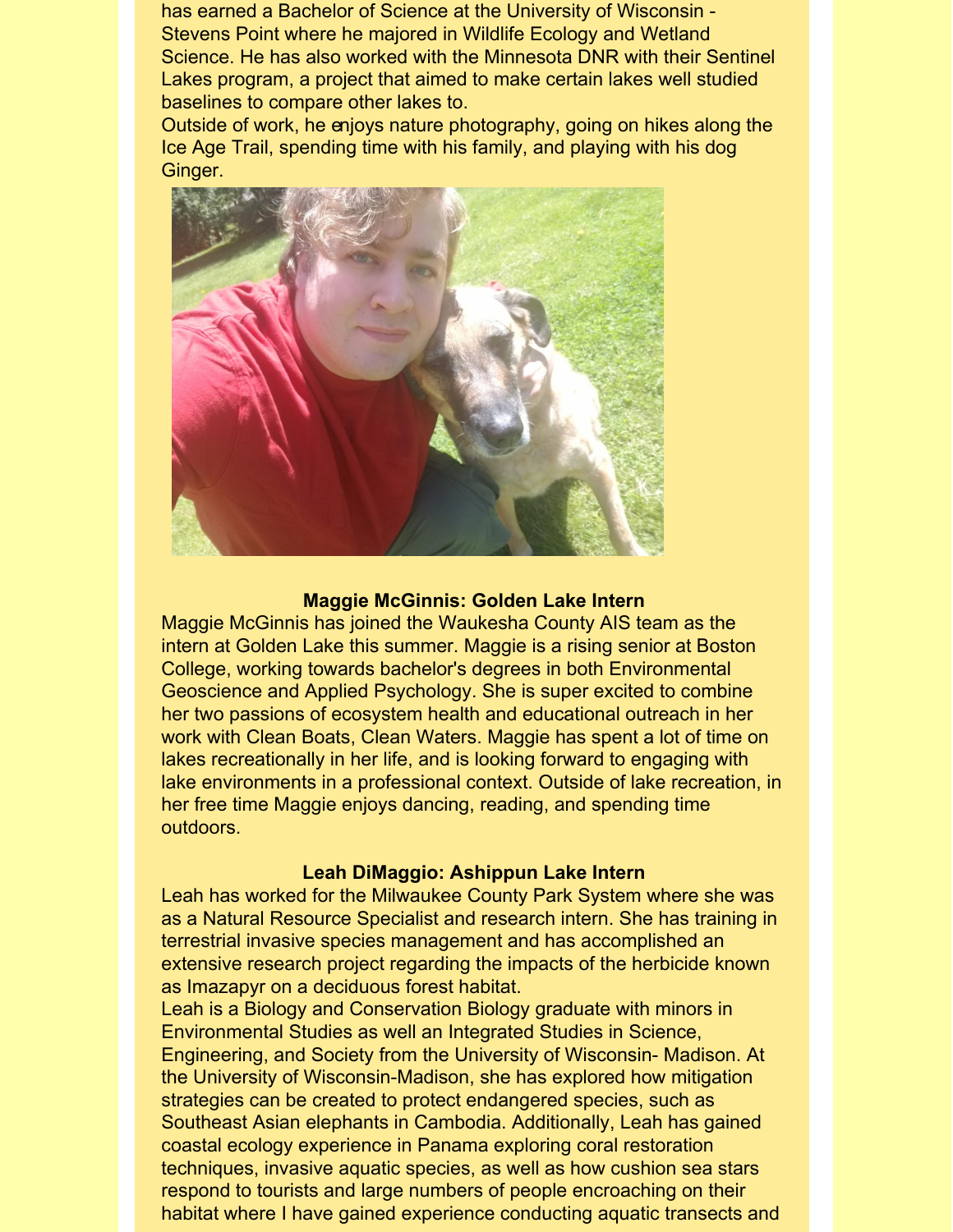has earned a Bachelor of Science at the University of Wisconsin - Stevens Point where he majored in Wildlife Ecology and Wetland Science. He has also worked with the Minnesota DNR with their Sentinel Lakes program, a project that aimed to make certain lakes well studied baselines to compare other lakes to.

Outside of work, he enjoys nature photography, going on hikes along the Ice Age Trail, spending time with his family, and playing with his dog Ginger.

**Maggie McGinnis: Golden Lake Intern**

Maggie McGinnis has joined the Waukesha County AIS team as the intern at Golden Lake this summer. Maggie is a rising senior at Boston College, working towards bachelor's degrees in both Environmental Geoscience and Applied Psychology. She is super excited to combine her two passions of ecosystem health and educational outreach in her work with Clean Boats, Clean Waters. Maggie has spent a lot of time on lakes recreationally in her life, and is looking forward to engaging with lake environments in a professional context. Outside of lake recreation, in her free time Maggie enjoys dancing, reading, and spending time outdoors.

**Leah DiMaggio: Ashippun Lake Intern**

Leah has worked for the Milwaukee County Park System where she was as a Natural Resource Specialist and research intern. She has training in terrestrial invasive species management and has accomplished an extensive research project regarding the impacts of the herbicide known as Imazapyr on a deciduous forest habitat.

Leah is a Biology and Conservation Biology graduate with minors in Environmental Studies as well an Integrated Studies in Science, Engineering, and Society from the University of Wisconsin- Madison. At the University of Wisconsin-Madison, she has explored how mitigation strategies can be created to protect endangered species, such as Southeast Asian elephants in Cambodia. Additionally, Leah has gained coastal ecology experience in Panama exploring coral restoration techniques, invasive aquatic species, as well as how cushion sea stars respond to tourists and large numbers of people encroaching on their habitat where I have gained experience conducting aquatic transects and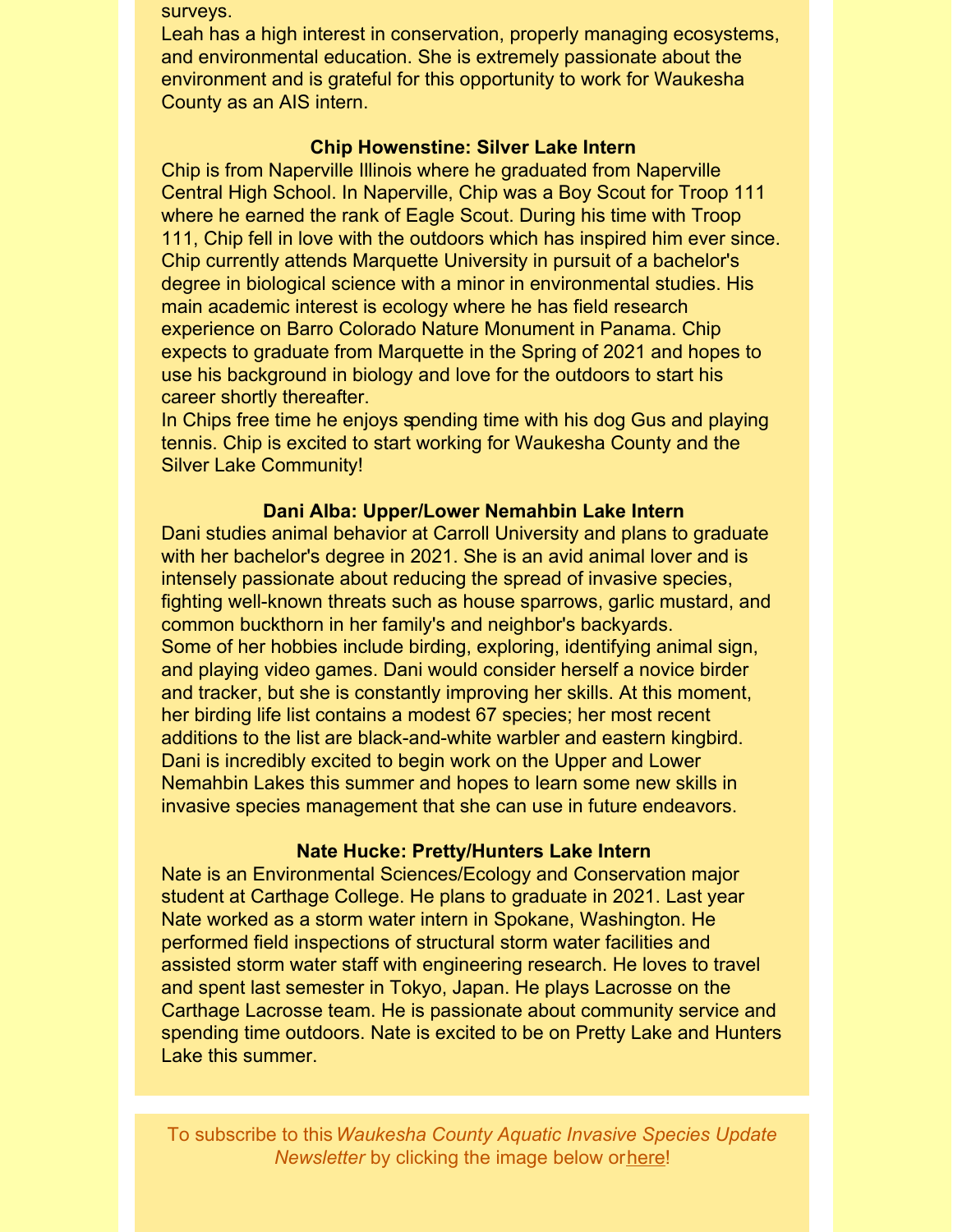surveys.

Leah has a high interest in conservation, properly managing ecosystems, and environmental education. She is extremely passionate about the environment and is grateful for this opportunity to work for Waukesha County as an AIS intern.

**Chip Howenstine: Silver Lake Intern**

Chip is from Naperville Illinois where he graduated from Naperville Central High School. In Naperville, Chip was a Boy Scout for Troop 111 where he earned the rank of Eagle Scout. During his time with Troop 111, Chip fell in love with the outdoors which has inspired him ever since. Chip currently attends Marquette University in pursuit of a bachelor's degree in biological science with a minor in environmental studies. His main academic interest is ecology where he has field research experience on Barro Colorado Nature Monument in Panama. Chip expects to graduate from Marquette in the Spring of 2021 and hopes to use his background in biology and love for the outdoors to start his career shortly thereafter.

In Chips free time he enjoys spending time with his dog Gus and playing tennis. Chip is excited to start working for Waukesha County and the Silver Lake Community!

**Dani Alba: Upper/Lower Nemahbin Lake Intern**

Dani studies animal behavior at Carroll University and plans to graduate with her bachelor's degree in 2021. She is an avid animal lover and is intensely passionate about reducing the spread of invasive species, fighting well-known threats such as house sparrows, garlic mustard, and common buckthorn in her family's and neighbor's backyards.

Some of her hobbies include birding, exploring, identifying animal sign, and playing video games. Dani would consider herself a novice birder and tracker, but she is constantly improving her skills. At this moment, her birding life list contains a modest 67 species; her most recent additions to the list are black-and-white warbler and eastern kingbird. Dani is incredibly excited to begin work on the Upper and Lower Nemahbin Lakes this summer and hopes to learn some new skills in invasive species management that she can use in future endeavors.

**Nate Hucke: Pretty/Hunters Lake Intern**

Nate is an Environmental Sciences/Ecology and Conservation major student at Carthage College. He plans to graduate in 2021. Last year Nate worked as a storm water intern in Spokane, Washington. He performed field inspections of structural storm water facilities and assisted storm water staff with engineering research. He loves to travel and spent last semester in Tokyo, Japan. He plays Lacrosse on the Carthage Lacrosse team. He is passionate about community service and spending time outdoors. Nate is excited to be on Pretty Lake and Hunters Lake this summer.

To subscribe to this *Waukesha County Aquatic Invasive Species Update Newsletter* by clicking the image below or here!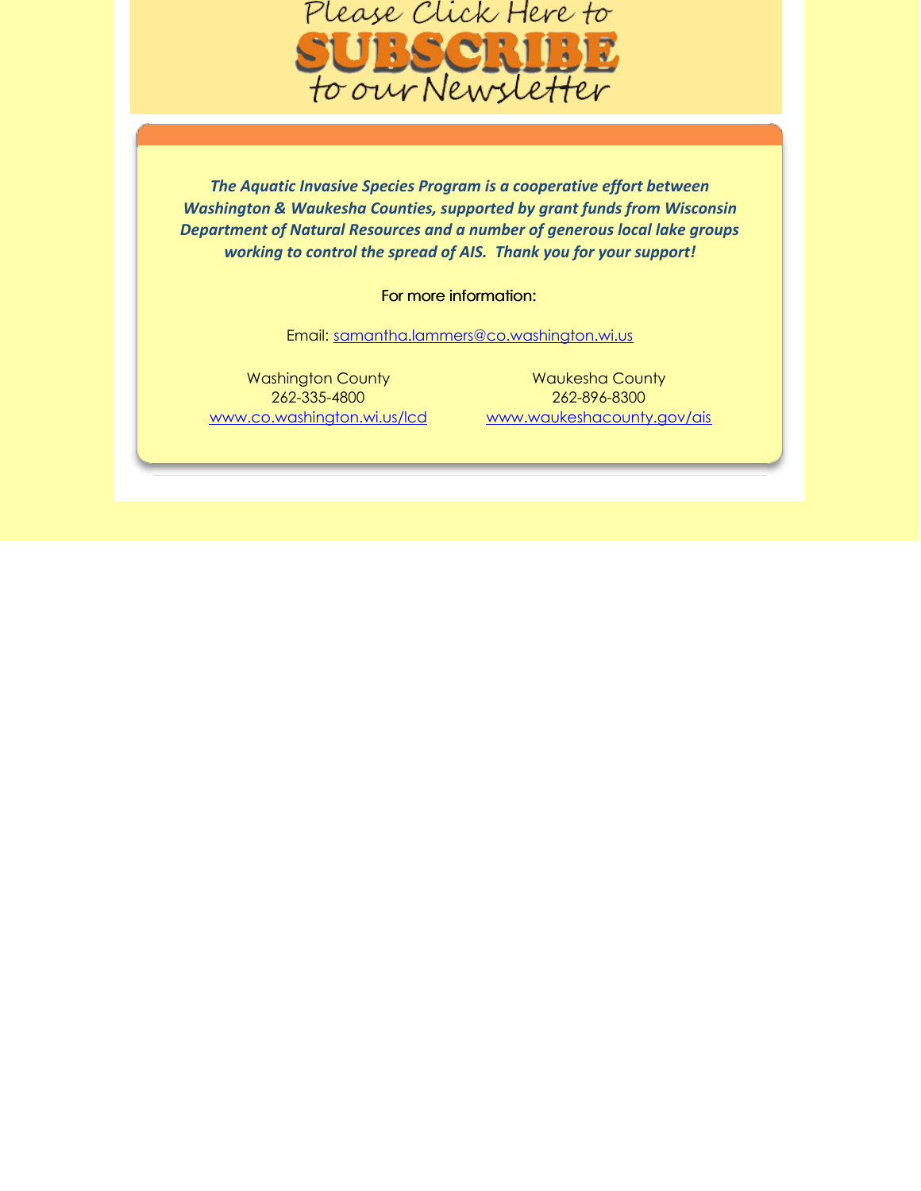Please Click Here to **SUBSCRIBE** to our Newsletter

***The Aquatic Invasive Species Program is a cooperative effort between Washington & Waukesha Counties, supported by grant funds from Wisconsin Department of Natural Resources and a number of generous local lake groups working to control the spread of AIS. Thank you for your support!***

For more information:

Email: samantha.lammers@co.washington.wi.us

Washington County
262-335-4800
www.co.washington.wi.us/lcd

Waukesha County
262-896-8300
www.waukeshacounty.gov/ais